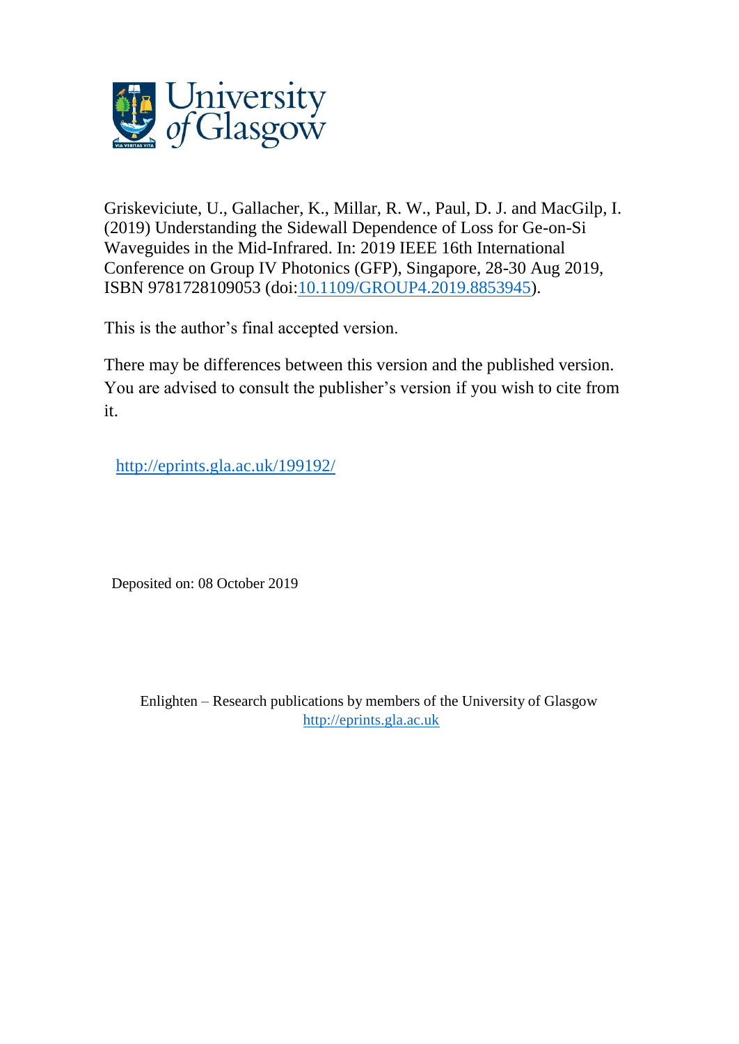Griskeviciute, U., Gallacher, K., Millar, R. W., Paul, D. J. and MacGilp, I. (2019) Understanding the Sidewall Dependence of Loss for Ge-on-Si Waveguides in the Mid-Infrared. In: 2019 IEEE 16th International Conference on Group IV Photonics (GFP), Singapore, 28-30 Aug 2019, ISBN 9781728109053 (doi:[10.1109/GROUP4.2019.8853945](https://doi.org/10.1109/GROUP4.2019.8853945)).

This is the author's final accepted version.

There may be differences between this version and the published version. You are advised to consult the publisher's version if you wish to cite from it.

http://eprints.gla.ac.uk/199192/

Deposited on: 08 October 2019

Enlighten – Research publications by members of the University of Glasgow
http://eprints.gla.ac.uk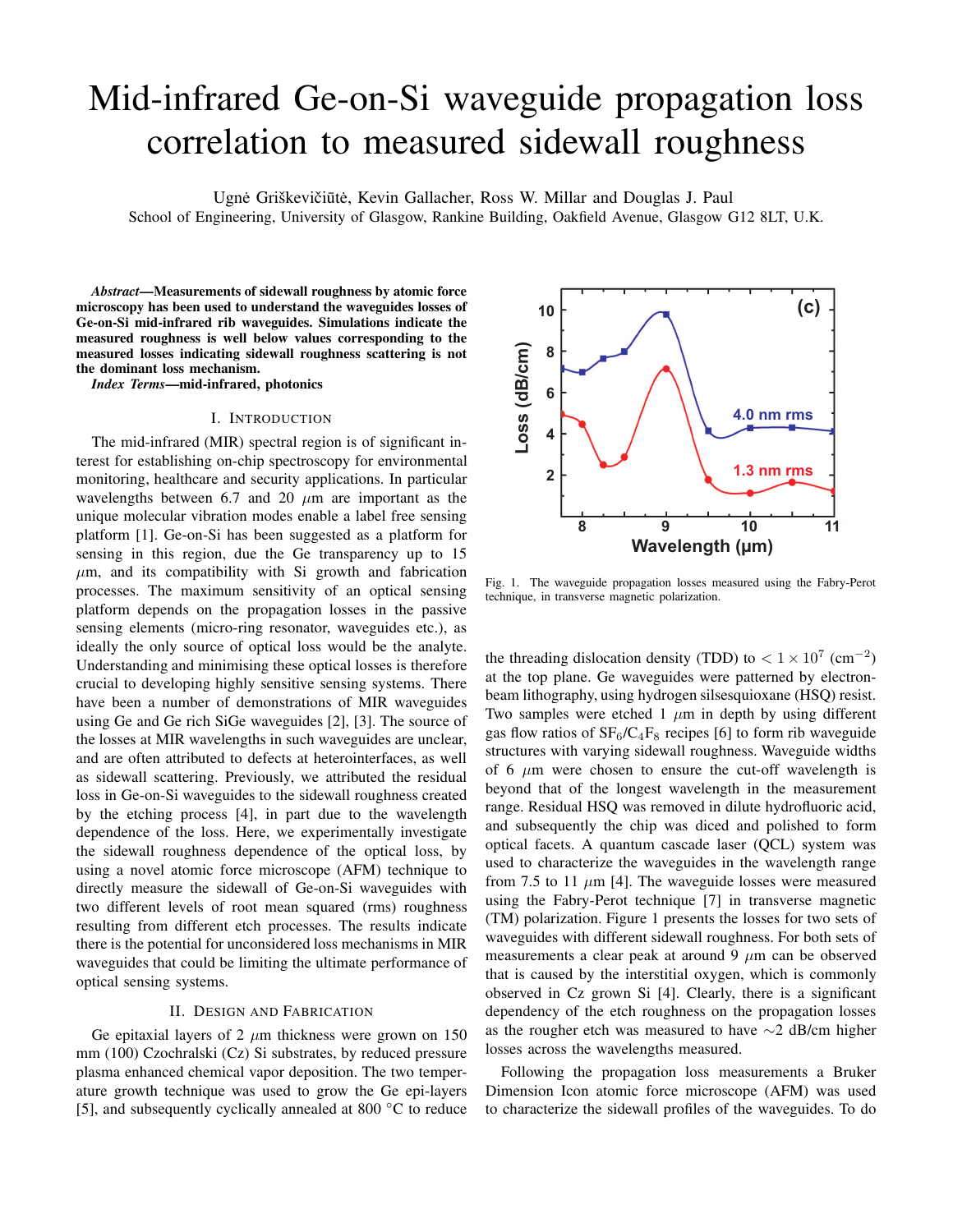# Mid-infrared Ge-on-Si waveguide propagation loss correlation to measured sidewall roughness

Ugnė Griškevičiūtė, Kevin Gallacher, Ross W. Millar and Douglas J. Paul
School of Engineering, University of Glasgow, Rankine Building, Oakfield Avenue, Glasgow G12 8LT, U.K.

***Abstract*—Measurements of sidewall roughness by atomic force microscopy has been used to understand the waveguides losses of Ge-on-Si mid-infrared rib waveguides. Simulations indicate the measured roughness is well below values corresponding to the measured losses indicating sidewall roughness scattering is not the dominant loss mechanism.**

***Index Terms*—mid-infrared, photonics**

## I. Introduction

The mid-infrared (MIR) spectral region is of significant interest for establishing on-chip spectroscopy for environmental monitoring, healthcare and security applications. In particular wavelengths between 6.7 and 20 $\mu$m are important as the unique molecular vibration modes enable a label free sensing platform [1]. Ge-on-Si has been suggested as a platform for sensing in this region, due the Ge transparency up to 15 $\mu$m, and its compatibility with Si growth and fabrication processes. The maximum sensitivity of an optical sensing platform depends on the propagation losses in the passive sensing elements (micro-ring resonator, waveguides etc.), as ideally the only source of optical loss would be the analyte. Understanding and minimising these optical losses is therefore crucial to developing highly sensitive sensing systems. There have been a number of demonstrations of MIR waveguides using Ge and Ge rich SiGe waveguides [2], [3]. The source of the losses at MIR wavelengths in such waveguides are unclear, and are often attributed to defects at heterointerfaces, as well as sidewall scattering. Previously, we attributed the residual loss in Ge-on-Si waveguides to the sidewall roughness created by the etching process [4], in part due to the wavelength dependence of the loss. Here, we experimentally investigate the sidewall roughness dependence of the optical loss, by using a novel atomic force microscope (AFM) technique to directly measure the sidewall of Ge-on-Si waveguides with two different levels of root mean squared (rms) roughness resulting from different etch processes. The results indicate there is the potential for unconsidered loss mechanisms in MIR waveguides that could be limiting the ultimate performance of optical sensing systems.

## II. Design and Fabrication

Ge epitaxial layers of 2 $\mu$m thickness were grown on 150 mm (100) Czochralski (Cz) Si substrates, by reduced pressure plasma enhanced chemical vapor deposition. The two temperature growth technique was used to grow the Ge epi-layers [5], and subsequently cyclically annealed at 800 °C to reduce the threading dislocation density (TDD) to $< 1 \times 10^7$ (cm$^{-2}$) at the top plane. Ge waveguides were patterned by electron-beam lithography, using hydrogen silsesquioxane (HSQ) resist. Two samples were etched 1 $\mu$m in depth by using different gas flow ratios of $SF_6$/$C_4F_8$ recipes [6] to form rib waveguide structures with varying sidewall roughness. Waveguide widths of 6 $\mu$m were chosen to ensure the cut-off wavelength is beyond that of the longest wavelength in the measurement range. Residual HSQ was removed in dilute hydrofluoric acid, and subsequently the chip was diced and polished to form optical facets. A quantum cascade laser (QCL) system was used to characterize the waveguides in the wavelength range from 7.5 to 11 $\mu$m [4]. The waveguide losses were measured using the Fabry-Perot technique [7] in transverse magnetic (TM) polarization. Figure 1 presents the losses for two sets of waveguides with different sidewall roughness. For both sets of measurements a clear peak at around 9 $\mu$m can be observed that is caused by the interstitial oxygen, which is commonly observed in Cz grown Si [4]. Clearly, there is a significant dependency of the etch roughness on the propagation losses as the rougher etch was measured to have $\sim$2 dB/cm higher losses across the wavelengths measured.

Fig. 1. The waveguide propagation losses measured using the Fabry-Perot technique, in transverse magnetic polarization.

Following the propagation loss measurements a Bruker Dimension Icon atomic force microscope (AFM) was used to characterize the sidewall profiles of the waveguides. To do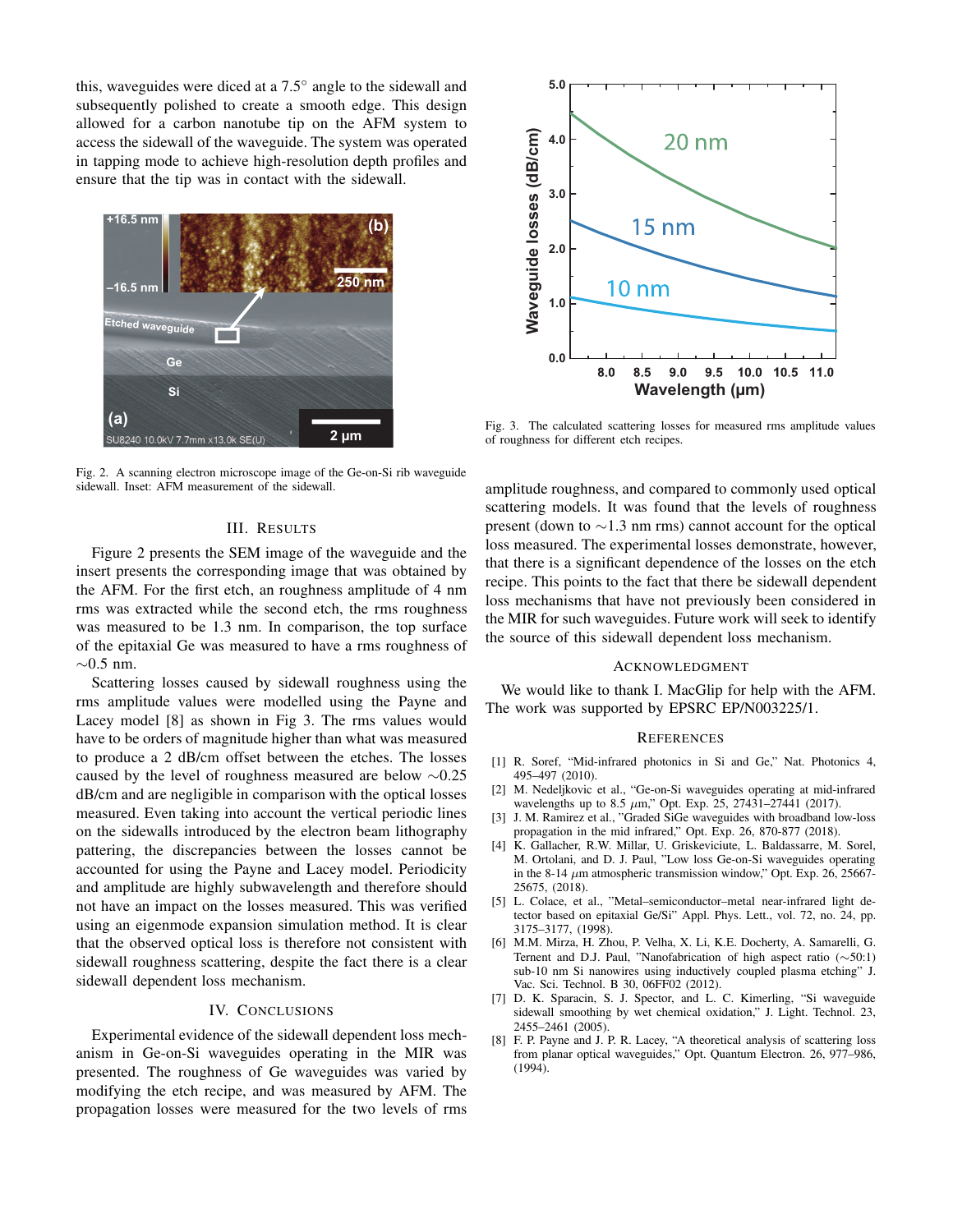this, waveguides were diced at a 7.5° angle to the sidewall and subsequently polished to create a smooth edge. This design allowed for a carbon nanotube tip on the AFM system to access the sidewall of the waveguide. The system was operated in tapping mode to achieve high-resolution depth profiles and ensure that the tip was in contact with the sidewall.

+16.5 nm
–16.5 nm
(b)
250 nm
Etched waveguide
Ge
Si
(a)
SU8240 10.0kV 7.7mm x13.0k SE(U)
2 µm

Fig. 2. A scanning electron microscope image of the Ge-on-Si rib waveguide sidewall. Inset: AFM measurement of the sidewall.

## III. Results

Figure 2 presents the SEM image of the waveguide and the insert presents the corresponding image that was obtained by the AFM. For the first etch, an roughness amplitude of 4 nm rms was extracted while the second etch, the rms roughness was measured to be 1.3 nm. In comparison, the top surface of the epitaxial Ge was measured to have a rms roughness of ∼0.5 nm.

Scattering losses caused by sidewall roughness using the rms amplitude values were modelled using the Payne and Lacey model [8] as shown in Fig 3. The rms values would have to be orders of magnitude higher than what was measured to produce a 2 dB/cm offset between the etches. The losses caused by the level of roughness measured are below ∼0.25 dB/cm and are negligible in comparison with the optical losses measured. Even taking into account the vertical periodic lines on the sidewalls introduced by the electron beam lithography pattering, the discrepancies between the losses cannot be accounted for using the Payne and Lacey model. Periodicity and amplitude are highly subwavelength and therefore should not have an impact on the losses measured. This was verified using an eigenmode expansion simulation method. It is clear that the observed optical loss is therefore not consistent with sidewall roughness scattering, despite the fact there is a clear sidewall dependent loss mechanism.

## IV. Conclusions

Experimental evidence of the sidewall dependent loss mechanism in Ge-on-Si waveguides operating in the MIR was presented. The roughness of Ge waveguides was varied by modifying the etch recipe, and was measured by AFM. The propagation losses were measured for the two levels of rms

Waveguide losses (dB/cm)
5.0
4.0
3.0
2.0
1.0
0.0
20 nm
15 nm
10 nm
8.0 8.5 9.0 9.5 10.0 10.5 11.0
Wavelength (µm)

Fig. 3. The calculated scattering losses for measured rms amplitude values of roughness for different etch recipes.

amplitude roughness, and compared to commonly used optical scattering models. It was found that the levels of roughness present (down to ∼1.3 nm rms) cannot account for the optical loss measured. The experimental losses demonstrate, however, that there is a significant dependence of the losses on the etch recipe. This points to the fact that there be sidewall dependent loss mechanisms that have not previously been considered in the MIR for such waveguides. Future work will seek to identify the source of this sidewall dependent loss mechanism.

## Acknowledgment

We would like to thank I. MacGlip for help with the AFM. The work was supported by EPSRC EP/N003225/1.

## References

[1] R. Soref, "Mid-infrared photonics in Si and Ge," Nat. Photonics 4, 495–497 (2010).

[2] M. Nedeljkovic et al., "Ge-on-Si waveguides operating at mid-infrared wavelengths up to 8.5 $\mu$m," Opt. Exp. 25, 27431–27441 (2017).

[3] J. M. Ramirez et al., "Graded SiGe waveguides with broadband low-loss propagation in the mid infrared," Opt. Exp. 26, 870-877 (2018).

[4] K. Gallacher, R.W. Millar, U. Griskeviciute, L. Baldassarre, M. Sorel, M. Ortolani, and D. J. Paul, "Low loss Ge-on-Si waveguides operating in the 8-14 $\mu$m atmospheric transmission window," Opt. Exp. 26, 25667-25675, (2018).

[5] L. Colace, et al., "Metal–semiconductor–metal near-infrared light detector based on epitaxial Ge/Si" Appl. Phys. Lett., vol. 72, no. 24, pp. 3175–3177, (1998).

[6] M.M. Mirza, H. Zhou, P. Velha, X. Li, K.E. Docherty, A. Samarelli, G. Ternent and D.J. Paul, "Nanofabrication of high aspect ratio (∼50:1) sub-10 nm Si nanowires using inductively coupled plasma etching" J. Vac. Sci. Technol. B 30, 06FF02 (2012).

[7] D. K. Sparacin, S. J. Spector, and L. C. Kimerling, "Si waveguide sidewall smoothing by wet chemical oxidation," J. Light. Technol. 23, 2455–2461 (2005).

[8] F. P. Payne and J. P. R. Lacey, "A theoretical analysis of scattering loss from planar optical waveguides," Opt. Quantum Electron. 26, 977–986, (1994).